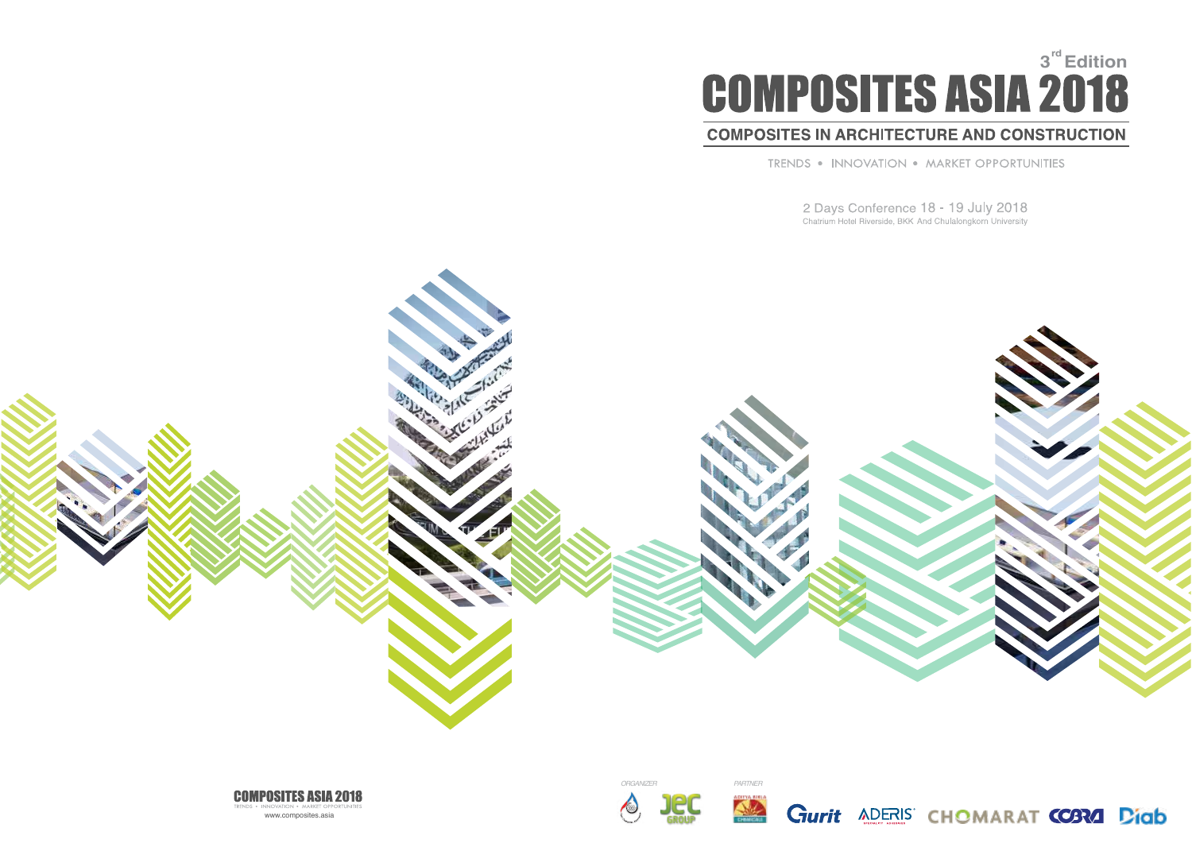3rd Edition

# COMPOSITES ASIA 2018

## COMPOSITES IN ARCHITECTURE AND CONSTRUCTION

TRENDS • INNOVATION • MARKET OPPORTUNITIES

2 Days Conference 18 - 19 July 2018

Chatrium Hotel Riverside, BKK And Chulalongkorn University

**COMPOSITES ASIA 2018**

TRENDS • INNOVATION • MARKET OPPORTUNITIES

www.composites.asia

ORGANIZER

JEC GROUP

PARTNER

ADITYA BIRLA CHEMICALS

Gurit

ADERIS

CHOMARAT

COBRA

Diab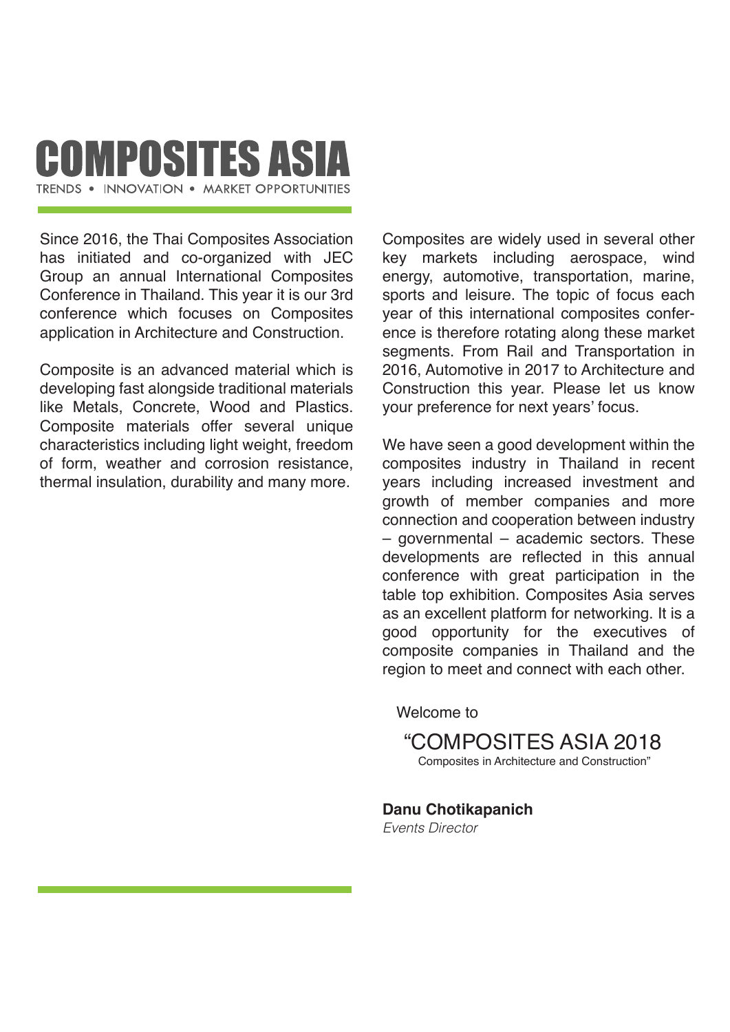# COMPOSITES ASIA

TRENDS • INNOVATION • MARKET OPPORTUNITIES

Since 2016, the Thai Composites Association has initiated and co-organized with JEC Group an annual International Composites Conference in Thailand. This year it is our 3rd conference which focuses on Composites application in Architecture and Construction.

Composite is an advanced material which is developing fast alongside traditional materials like Metals, Concrete, Wood and Plastics. Composite materials offer several unique characteristics including light weight, freedom of form, weather and corrosion resistance, thermal insulation, durability and many more.

Composites are widely used in several other key markets including aerospace, wind energy, automotive, transportation, marine, sports and leisure. The topic of focus each year of this international composites conference is therefore rotating along these market segments. From Rail and Transportation in 2016, Automotive in 2017 to Architecture and Construction this year. Please let us know your preference for next years' focus.

We have seen a good development within the composites industry in Thailand in recent years including increased investment and growth of member companies and more connection and cooperation between industry – governmental – academic sectors. These developments are reflected in this annual conference with great participation in the table top exhibition. Composites Asia serves as an excellent platform for networking. It is a good opportunity for the executives of composite companies in Thailand and the region to meet and connect with each other.

Welcome to

"COMPOSITES ASIA 2018
Composites in Architecture and Construction"

**Danu Chotikapanich**
*Events Director*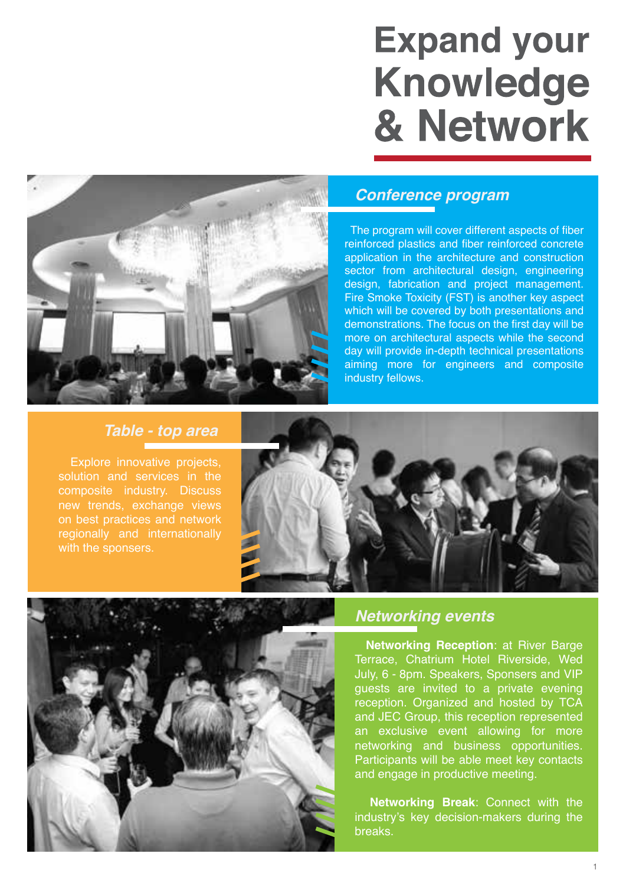# Expand your Knowledge & Network

## *Conference program*

The program will cover different aspects of fiber reinforced plastics and fiber reinforced concrete application in the architecture and construction sector from architectural design, engineering design, fabrication and project management. Fire Smoke Toxicity (FST) is another key aspect which will be covered by both presentations and demonstrations. The focus on the first day will be more on architectural aspects while the second day will provide in-depth technical presentations aiming more for engineers and composite industry fellows.

## *Table - top area*

Explore innovative projects, solution and services in the composite industry. Discuss new trends, exchange views on best practices and network regionally and internationally with the sponsers.

## *Networking events*

**Networking Reception**: at River Barge Terrace, Chatrium Hotel Riverside, Wed July, 6 - 8pm. Speakers, Sponsers and VIP guests are invited to a private evening reception. Organized and hosted by TCA and JEC Group, this reception represented an exclusive event allowing for more networking and business opportunities. Participants will be able meet key contacts and engage in productive meeting.

**Networking Break**: Connect with the industry's key decision-makers during the breaks.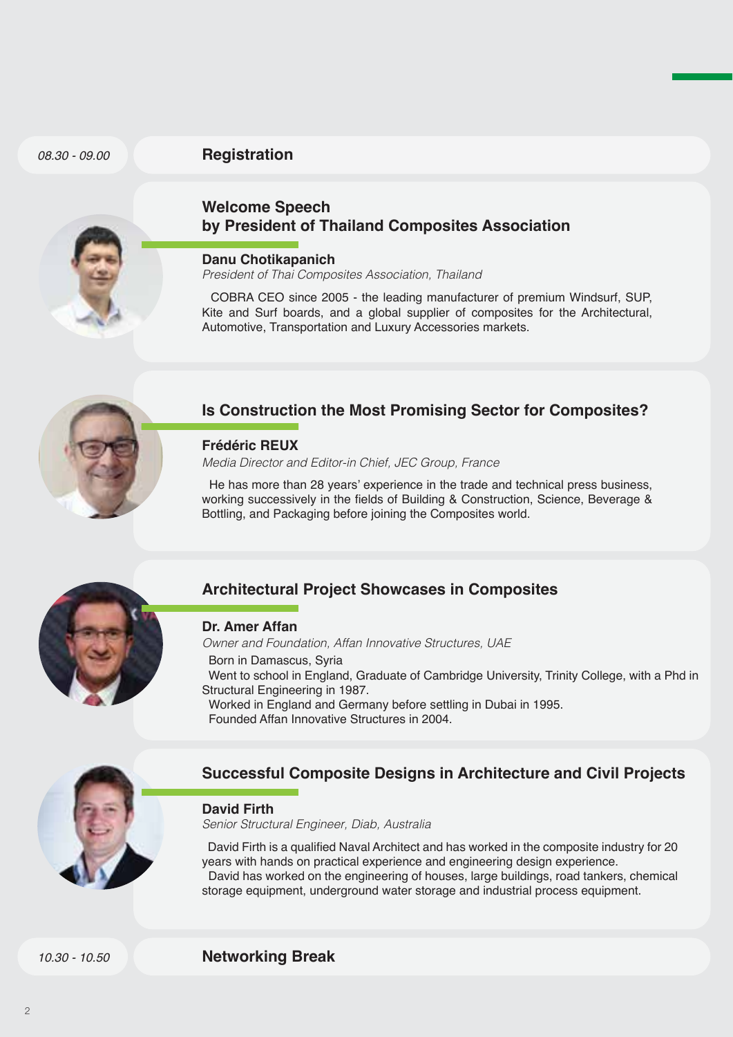08.30 - 09.00

## Registration

## Welcome Speech by President of Thailand Composites Association

**Danu Chotikapanich**

*President of Thai Composites Association, Thailand*

COBRA CEO since 2005 - the leading manufacturer of premium Windsurf, SUP, Kite and Surf boards, and a global supplier of composites for the Architectural, Automotive, Transportation and Luxury Accessories markets.

## Is Construction the Most Promising Sector for Composites?

**Frédéric REUX**

*Media Director and Editor-in Chief, JEC Group, France*

He has more than 28 years' experience in the trade and technical press business, working successively in the fields of Building & Construction, Science, Beverage & Bottling, and Packaging before joining the Composites world.

## Architectural Project Showcases in Composites

**Dr. Amer Affan**

*Owner and Foundation, Affan Innovative Structures, UAE*

Born in Damascus, Syria

Went to school in England, Graduate of Cambridge University, Trinity College, with a Phd in Structural Engineering in 1987.

Worked in England and Germany before settling in Dubai in 1995.

Founded Affan Innovative Structures in 2004.

## Successful Composite Designs in Architecture and Civil Projects

**David Firth**

*Senior Structural Engineer, Diab, Australia*

David Firth is a qualified Naval Architect and has worked in the composite industry for 20 years with hands on practical experience and engineering design experience.

David has worked on the engineering of houses, large buildings, road tankers, chemical storage equipment, underground water storage and industrial process equipment.

10.30 - 10.50

## Networking Break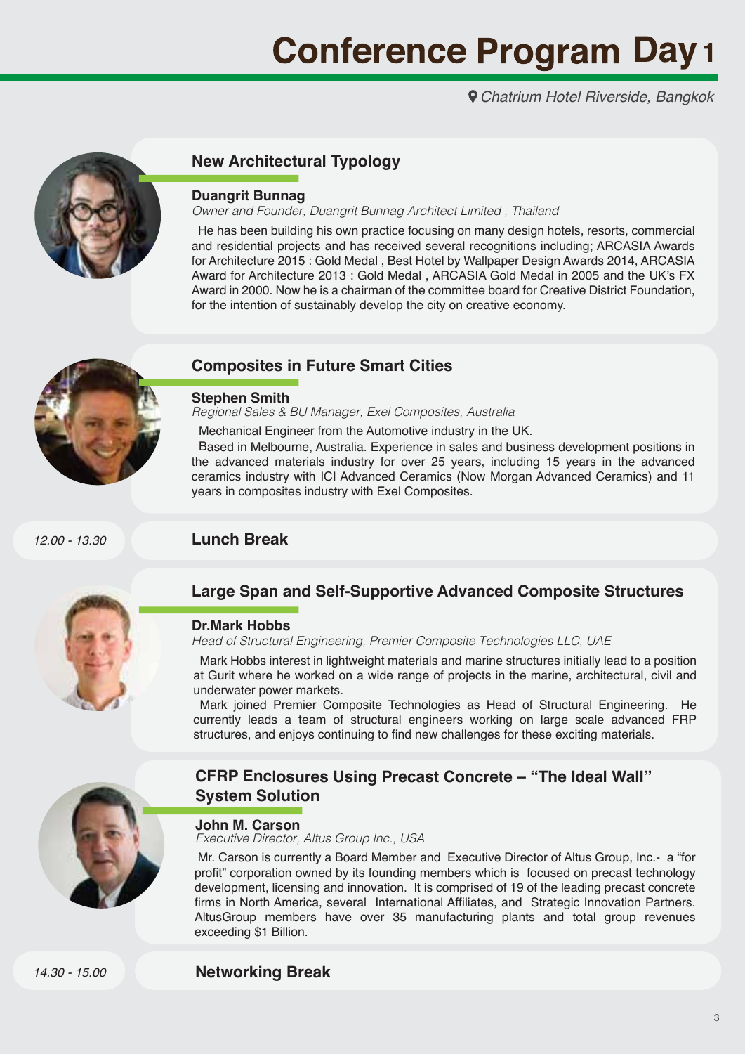# Conference Program Day 1

*Chatrium Hotel Riverside, Bangkok*

### New Architectural Typology

**Duangrit Bunnag**
*Owner and Founder, Duangrit Bunnag Architect Limited , Thailand*

He has been building his own practice focusing on many design hotels, resorts, commercial and residential projects and has received several recognitions including; ARCASIA Awards for Architecture 2015 : Gold Medal , Best Hotel by Wallpaper Design Awards 2014, ARCASIA Award for Architecture 2013 : Gold Medal , ARCASIA Gold Medal in 2005 and the UK's FX Award in 2000. Now he is a chairman of the committee board for Creative District Foundation, for the intention of sustainably develop the city on creative economy.

### Composites in Future Smart Cities

**Stephen Smith**
*Regional Sales & BU Manager, Exel Composites, Australia*

Mechanical Engineer from the Automotive industry in the UK.

Based in Melbourne, Australia. Experience in sales and business development positions in the advanced materials industry for over 25 years, including 15 years in the advanced ceramics industry with ICI Advanced Ceramics (Now Morgan Advanced Ceramics) and 11 years in composites industry with Exel Composites.

*12.00 - 13.30* **Lunch Break**

### Large Span and Self-Supportive Advanced Composite Structures

**Dr.Mark Hobbs**
*Head of Structural Engineering, Premier Composite Technologies LLC, UAE*

Mark Hobbs interest in lightweight materials and marine structures initially lead to a position at Gurit where he worked on a wide range of projects in the marine, architectural, civil and underwater power markets.

Mark joined Premier Composite Technologies as Head of Structural Engineering. He currently leads a team of structural engineers working on large scale advanced FRP structures, and enjoys continuing to find new challenges for these exciting materials.

### CFRP Enclosures Using Precast Concrete – "The Ideal Wall" System Solution

**John M. Carson**
*Executive Director, Altus Group Inc., USA*

Mr. Carson is currently a Board Member and Executive Director of Altus Group, Inc.- a "for profit" corporation owned by its founding members which is focused on precast technology development, licensing and innovation. It is comprised of 19 of the leading precast concrete firms in North America, several International Affiliates, and Strategic Innovation Partners. AltusGroup members have over 35 manufacturing plants and total group revenues exceeding $1 Billion.

*14.30 - 15.00* **Networking Break**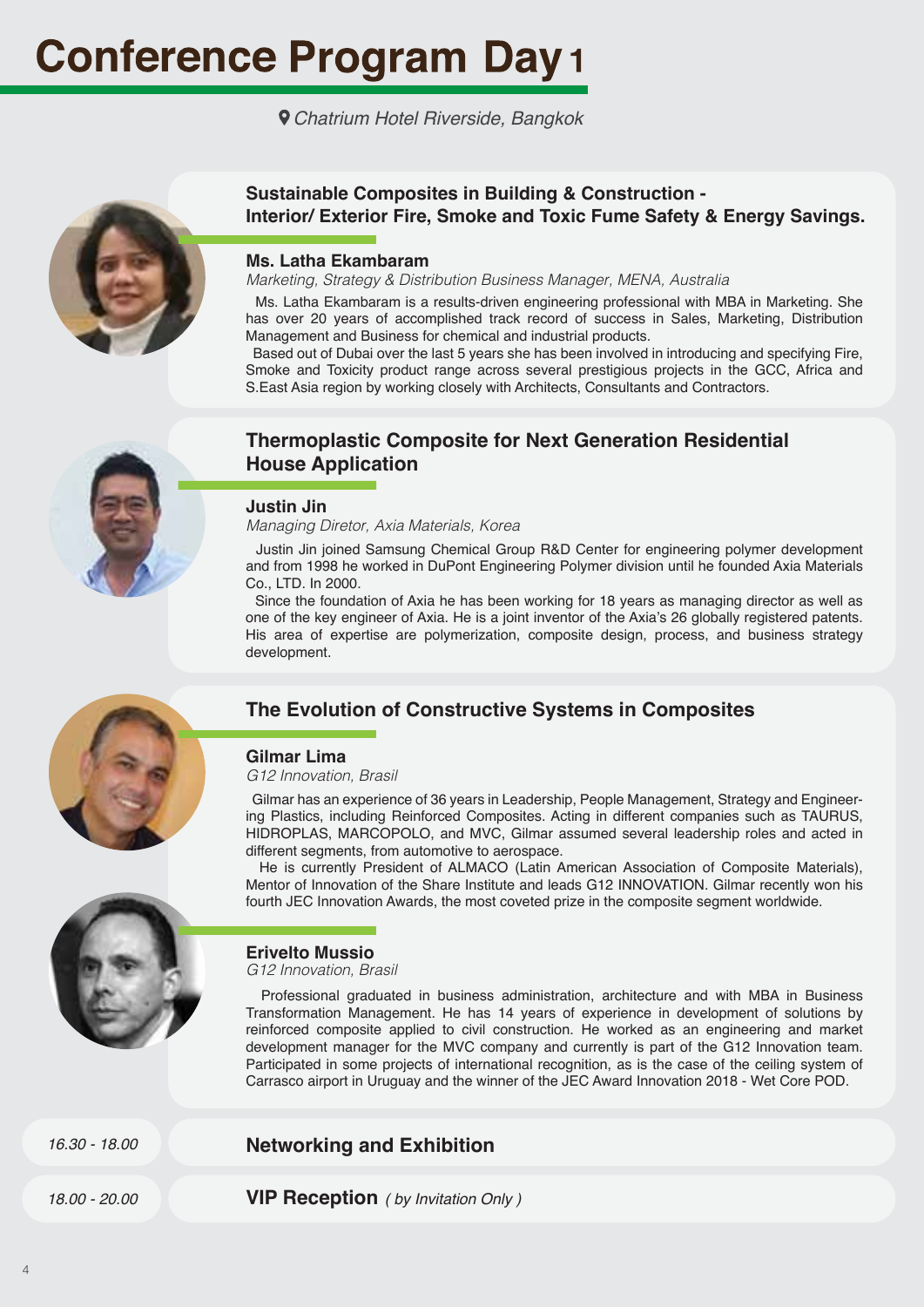# Conference Program Day 1

*Chatrium Hotel Riverside, Bangkok*

## Sustainable Composites in Building & Construction - Interior/ Exterior Fire, Smoke and Toxic Fume Safety & Energy Savings.

### Ms. Latha Ekambaram

*Marketing, Strategy & Distribution Business Manager, MENA, Australia*

Ms. Latha Ekambaram is a results-driven engineering professional with MBA in Marketing. She has over 20 years of accomplished track record of success in Sales, Marketing, Distribution Management and Business for chemical and industrial products.

Based out of Dubai over the last 5 years she has been involved in introducing and specifying Fire, Smoke and Toxicity product range across several prestigious projects in the GCC, Africa and S.East Asia region by working closely with Architects, Consultants and Contractors.

## Thermoplastic Composite for Next Generation Residential House Application

### Justin Jin

*Managing Diretor, Axia Materials, Korea*

Justin Jin joined Samsung Chemical Group R&D Center for engineering polymer development and from 1998 he worked in DuPont Engineering Polymer division until he founded Axia Materials Co., LTD. In 2000.

Since the foundation of Axia he has been working for 18 years as managing director as well as one of the key engineer of Axia. He is a joint inventor of the Axia's 26 globally registered patents. His area of expertise are polymerization, composite design, process, and business strategy development.

## The Evolution of Constructive Systems in Composites

### Gilmar Lima

*G12 Innovation, Brasil*

Gilmar has an experience of 36 years in Leadership, People Management, Strategy and Engineering Plastics, including Reinforced Composites. Acting in different companies such as TAURUS, HIDROPLAS, MARCOPOLO, and MVC, Gilmar assumed several leadership roles and acted in different segments, from automotive to aerospace.

He is currently President of ALMACO (Latin American Association of Composite Materials), Mentor of Innovation of the Share Institute and leads G12 INNOVATION. Gilmar recently won his fourth JEC Innovation Awards, the most coveted prize in the composite segment worldwide.

### Erivelto Mussio

*G12 Innovation, Brasil*

Professional graduated in business administration, architecture and with MBA in Business Transformation Management. He has 14 years of experience in development of solutions by reinforced composite applied to civil construction. He worked as an engineering and market development manager for the MVC company and currently is part of the G12 Innovation team. Participated in some projects of international recognition, as is the case of the ceiling system of Carrasco airport in Uruguay and the winner of the JEC Award Innovation 2018 - Wet Core POD.

*16.30 - 18.00* **Networking and Exhibition**

*18.00 - 20.00* **VIP Reception** *( by Invitation Only )*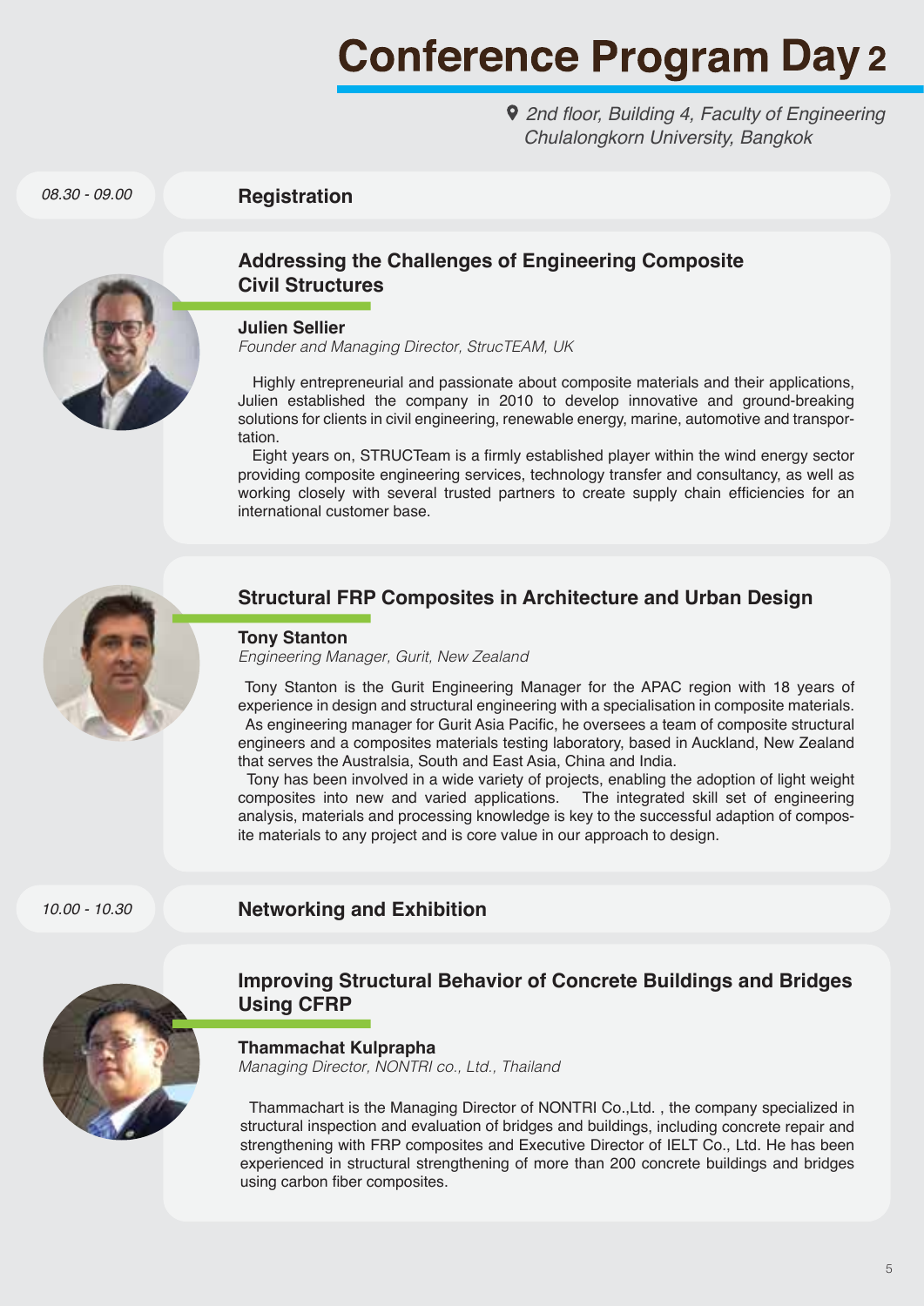# Conference Program Day 2

*2nd floor, Building 4, Faculty of Engineering Chulalongkorn University, Bangkok*

*08.30 - 09.00*

**Registration**

### Addressing the Challenges of Engineering Composite Civil Structures

**Julien Sellier**
*Founder and Managing Director, StrucTEAM, UK*

Highly entrepreneurial and passionate about composite materials and their applications, Julien established the company in 2010 to develop innovative and ground-breaking solutions for clients in civil engineering, renewable energy, marine, automotive and transportation.

Eight years on, STRUCTeam is a firmly established player within the wind energy sector providing composite engineering services, technology transfer and consultancy, as well as working closely with several trusted partners to create supply chain efficiencies for an international customer base.

### Structural FRP Composites in Architecture and Urban Design

**Tony Stanton**
*Engineering Manager, Gurit, New Zealand*

Tony Stanton is the Gurit Engineering Manager for the APAC region with 18 years of experience in design and structural engineering with a specialisation in composite materials.

As engineering manager for Gurit Asia Pacific, he oversees a team of composite structural engineers and a composites materials testing laboratory, based in Auckland, New Zealand that serves the Australsia, South and East Asia, China and India.

Tony has been involved in a wide variety of projects, enabling the adoption of light weight composites into new and varied applications. The integrated skill set of engineering analysis, materials and processing knowledge is key to the successful adaption of composite materials to any project and is core value in our approach to design.

*10.00 - 10.30*

**Networking and Exhibition**

### Improving Structural Behavior of Concrete Buildings and Bridges Using CFRP

**Thammachat Kulprapha**
*Managing Director, NONTRI co., Ltd., Thailand*

Thammachart is the Managing Director of NONTRI Co.,Ltd. , the company specialized in structural inspection and evaluation of bridges and buildings, including concrete repair and strengthening with FRP composites and Executive Director of IELT Co., Ltd. He has been experienced in structural strengthening of more than 200 concrete buildings and bridges using carbon fiber composites.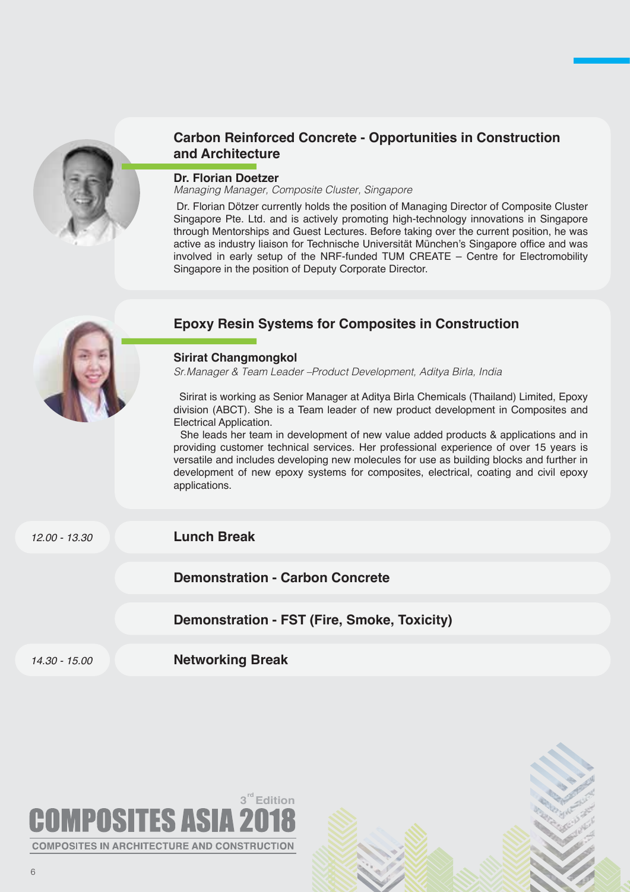## Carbon Reinforced Concrete - Opportunities in Construction and Architecture

**Dr. Florian Doetzer**
*Managing Manager, Composite Cluster, Singapore*

Dr. Florian Dötzer currently holds the position of Managing Director of Composite Cluster Singapore Pte. Ltd. and is actively promoting high-technology innovations in Singapore through Mentorships and Guest Lectures. Before taking over the current position, he was active as industry liaison for Technische Universität München's Singapore office and was involved in early setup of the NRF-funded TUM CREATE – Centre for Electromobility Singapore in the position of Deputy Corporate Director.

## Epoxy Resin Systems for Composites in Construction

**Sirirat Changmongkol**
*Sr.Manager & Team Leader –Product Development, Aditya Birla, India*

Sirirat is working as Senior Manager at Aditya Birla Chemicals (Thailand) Limited, Epoxy division (ABCT). She is a Team leader of new product development in Composites and Electrical Application.

She leads her team in development of new value added products & applications and in providing customer technical services. Her professional experience of over 15 years is versatile and includes developing new molecules for use as building blocks and further in development of new epoxy systems for composites, electrical, coating and civil epoxy applications.

*12.00 - 13.30* **Lunch Break**

**Demonstration - Carbon Concrete**

**Demonstration - FST (Fire, Smoke, Toxicity)**

*14.30 - 15.00* **Networking Break**

COMPOSITES ASIA 2018 – 3rd Edition
COMPOSITES IN ARCHITECTURE AND CONSTRUCTION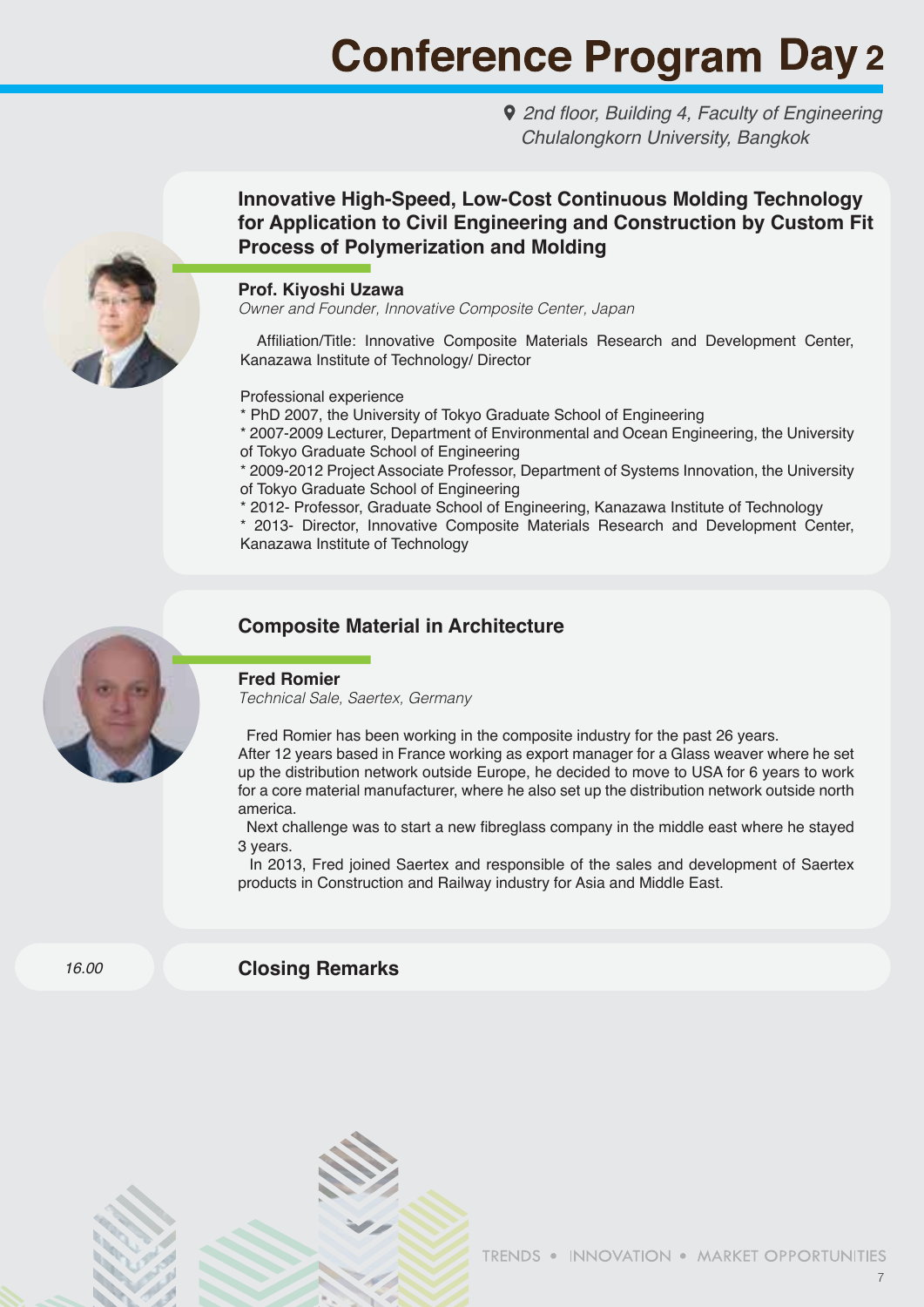# Conference Program Day 2

*2nd floor, Building 4, Faculty of Engineering Chulalongkorn University, Bangkok*

## Innovative High-Speed, Low-Cost Continuous Molding Technology for Application to Civil Engineering and Construction by Custom Fit Process of Polymerization and Molding

**Prof. Kiyoshi Uzawa**
*Owner and Founder, Innovative Composite Center, Japan*

Affiliation/Title: Innovative Composite Materials Research and Development Center, Kanazawa Institute of Technology/ Director

Professional experience
* PhD 2007, the University of Tokyo Graduate School of Engineering
* 2007-2009 Lecturer, Department of Environmental and Ocean Engineering, the University of Tokyo Graduate School of Engineering
* 2009-2012 Project Associate Professor, Department of Systems Innovation, the University of Tokyo Graduate School of Engineering
* 2012- Professor, Graduate School of Engineering, Kanazawa Institute of Technology
* 2013- Director, Innovative Composite Materials Research and Development Center, Kanazawa Institute of Technology

## Composite Material in Architecture

**Fred Romier**
*Technical Sale, Saertex, Germany*

Fred Romier has been working in the composite industry for the past 26 years.
After 12 years based in France working as export manager for a Glass weaver where he set up the distribution network outside Europe, he decided to move to USA for 6 years to work for a core material manufacturer, where he also set up the distribution network outside north america.

Next challenge was to start a new fibreglass company in the middle east where he stayed 3 years.

In 2013, Fred joined Saertex and responsible of the sales and development of Saertex products in Construction and Railway industry for Asia and Middle East.

*16.00* **Closing Remarks**

TRENDS • INNOVATION • MARKET OPPORTUNITIES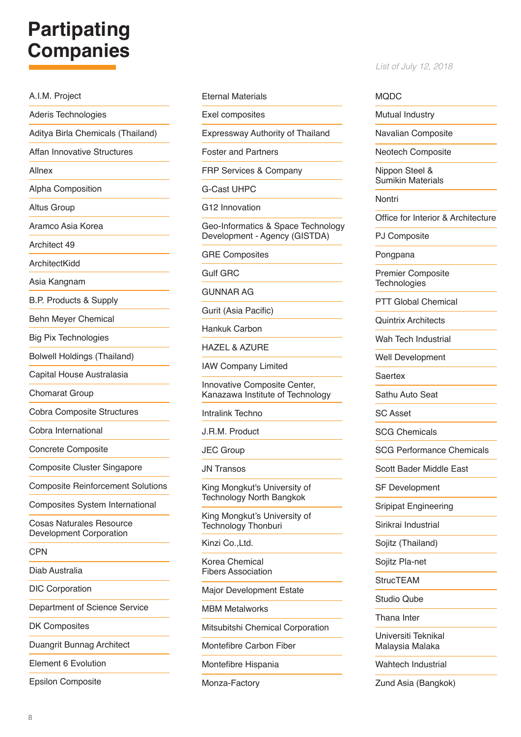# Partipating Companies

*List of July 12, 2018*

- A.I.M. Project
- Aderis Technologies
- Aditya Birla Chemicals (Thailand)
- Affan Innovative Structures
- Allnex
- Alpha Composition
- Altus Group
- Aramco Asia Korea
- Architect 49
- ArchitectKidd
- Asia Kangnam
- B.P. Products & Supply
- Behn Meyer Chemical
- Big Pix Technologies
- Bolwell Holdings (Thailand)
- Capital House Australasia
- Chomarat Group
- Cobra Composite Structures
- Cobra International
- Concrete Composite
- Composite Cluster Singapore
- Composite Reinforcement Solutions
- Composites System International
- Cosas Naturales Resource Development Corporation
- CPN
- Diab Australia
- DIC Corporation
- Department of Science Service
- DK Composites
- Duangrit Bunnag Architect
- Element 6 Evolution
- Epsilon Composite
- Eternal Materials
- Exel composites
- Expressway Authority of Thailand
- Foster and Partners
- FRP Services & Company
- G-Cast UHPC
- G12 Innovation
- Geo-Informatics & Space Technology Development - Agency (GISTDA)
- GRE Composites
- Gulf GRC
- GUNNAR AG
- Gurit (Asia Pacific)
- Hankuk Carbon
- HAZEL & AZURE
- IAW Company Limited
- Innovative Composite Center, Kanazawa Institute of Technology
- Intralink Techno
- J.R.M. Product
- JEC Group
- JN Transos
- King Mongkut's University of Technology North Bangkok
- King Mongkut's University of Technology Thonburi
- Kinzi Co.,Ltd.
- Korea Chemical Fibers Association
- Major Development Estate
- MBM Metalworks
- Mitsubitshi Chemical Corporation
- Montefibre Carbon Fiber
- Montefibre Hispania
- Monza-Factory
- MQDC
- Mutual Industry
- Navalian Composite
- Neotech Composite
- Nippon Steel & Sumikin Materials
- Nontri
- Office for Interior & Architecture
- PJ Composite
- Pongpana
- Premier Composite Technologies
- PTT Global Chemical
- Quintrix Architects
- Wah Tech Industrial
- Well Development
- Saertex
- Sathu Auto Seat
- SC Asset
- SCG Chemicals
- SCG Performance Chemicals
- Scott Bader Middle East
- SF Development
- Sripipat Engineering
- Sirikrai Industrial
- Sojitz (Thailand)
- Sojitz Pla-net
- StrucTEAM
- Studio Qube
- Thana Inter
- Universiti Teknikal Malaysia Malaka
- Wahtech Industrial
- Zund Asia (Bangkok)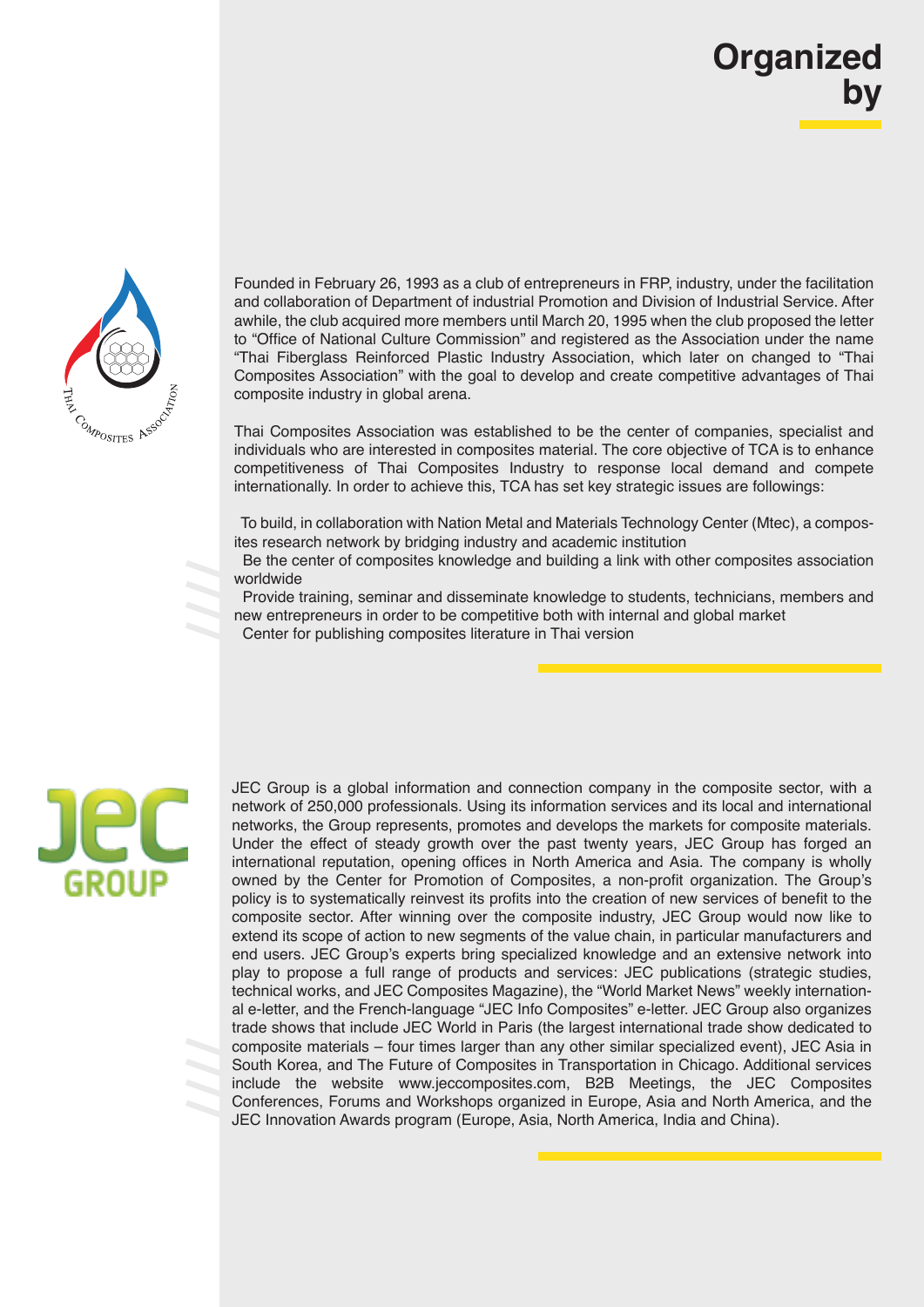# Organized by

Founded in February 26, 1993 as a club of entrepreneurs in FRP, industry, under the facilitation and collaboration of Department of industrial Promotion and Division of Industrial Service. After awhile, the club acquired more members until March 20, 1995 when the club proposed the letter to "Office of National Culture Commission" and registered as the Association under the name "Thai Fiberglass Reinforced Plastic Industry Association, which later on changed to "Thai Composites Association" with the goal to develop and create competitive advantages of Thai composite industry in global arena.

Thai Composites Association was established to be the center of companies, specialist and individuals who are interested in composites material. The core objective of TCA is to enhance competitiveness of Thai Composites Industry to response local demand and compete internationally. In order to achieve this, TCA has set key strategic issues are followings:

- To build, in collaboration with Nation Metal and Materials Technology Center (Mtec), a composites research network by bridging industry and academic institution
- Be the center of composites knowledge and building a link with other composites association worldwide
- Provide training, seminar and disseminate knowledge to students, technicians, members and new entrepreneurs in order to be competitive both with internal and global market
- Center for publishing composites literature in Thai version

JEC Group is a global information and connection company in the composite sector, with a network of 250,000 professionals. Using its information services and its local and international networks, the Group represents, promotes and develops the markets for composite materials. Under the effect of steady growth over the past twenty years, JEC Group has forged an international reputation, opening offices in North America and Asia. The company is wholly owned by the Center for Promotion of Composites, a non-profit organization. The Group's policy is to systematically reinvest its profits into the creation of new services of benefit to the composite sector. After winning over the composite industry, JEC Group would now like to extend its scope of action to new segments of the value chain, in particular manufacturers and end users. JEC Group's experts bring specialized knowledge and an extensive network into play to propose a full range of products and services: JEC publications (strategic studies, technical works, and JEC Composites Magazine), the "World Market News" weekly international e-letter, and the French-language "JEC Info Composites" e-letter. JEC Group also organizes trade shows that include JEC World in Paris (the largest international trade show dedicated to composite materials – four times larger than any other similar specialized event), JEC Asia in South Korea, and The Future of Composites in Transportation in Chicago. Additional services include the website www.jeccomposites.com, B2B Meetings, the JEC Composites Conferences, Forums and Workshops organized in Europe, Asia and North America, and the JEC Innovation Awards program (Europe, Asia, North America, India and China).